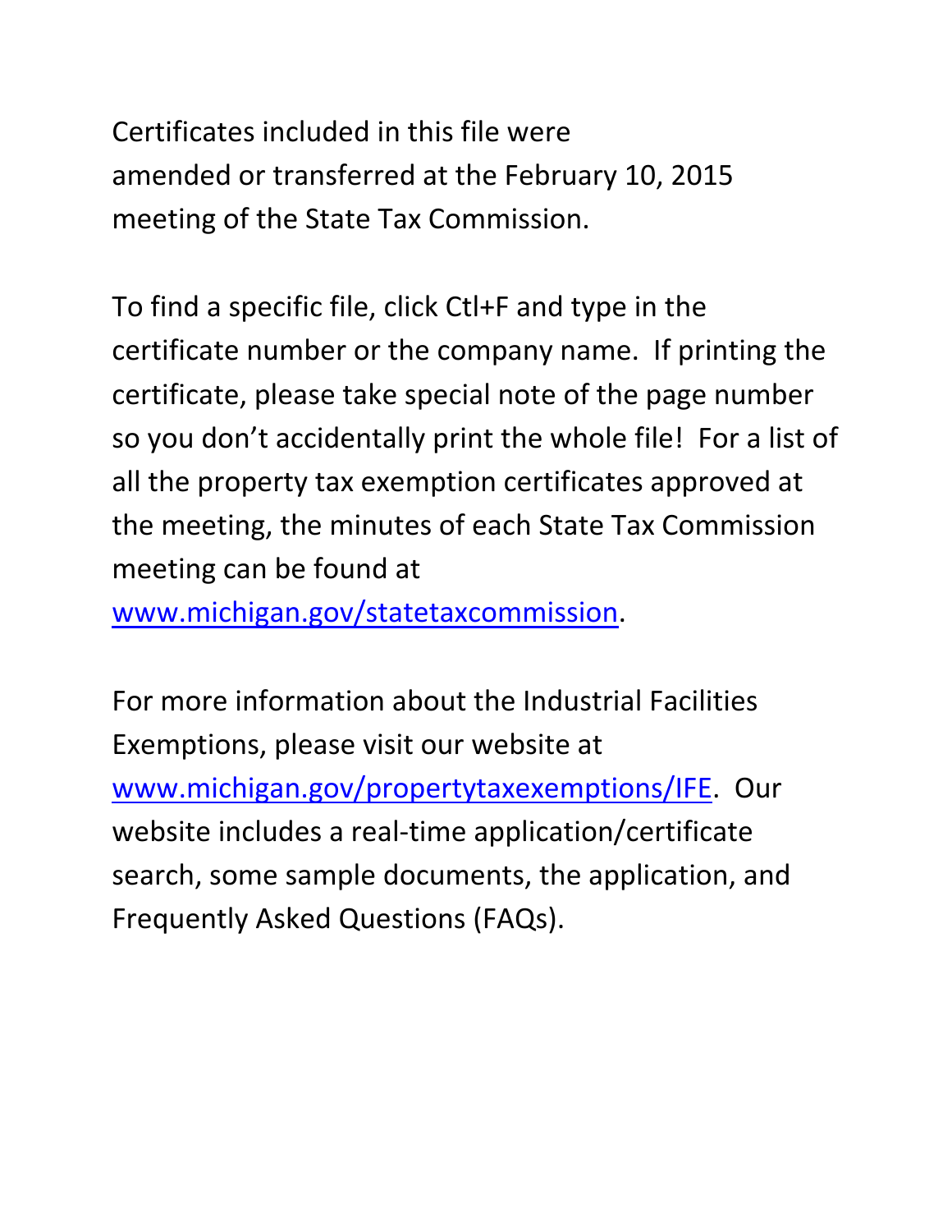Certificates included in this file were amended or transferred at the February 10, 2015 meeting of the State Tax Commission.

To find a specific file, click Ctl+F and type in the certificate number or the company name. If printing the certificate, please take special note of the page number so you don't accidentally print the whole file! For a list of all the property tax exemption certificates approved at the meeting, the minutes of each State Tax Commission meeting can be found at [www.michigan.gov/statetaxcommission](www.michigan.gov/statetaxcommission).

For more information about the Industrial Facilities Exemptions, please visit our website at [www.michigan.gov/propertytaxexemptions/IFE](www.michigan.gov/propertytaxexemptions/IFE). Our website includes a real-time application/certificate search, some sample documents, the application, and Frequently Asked Questions (FAQs).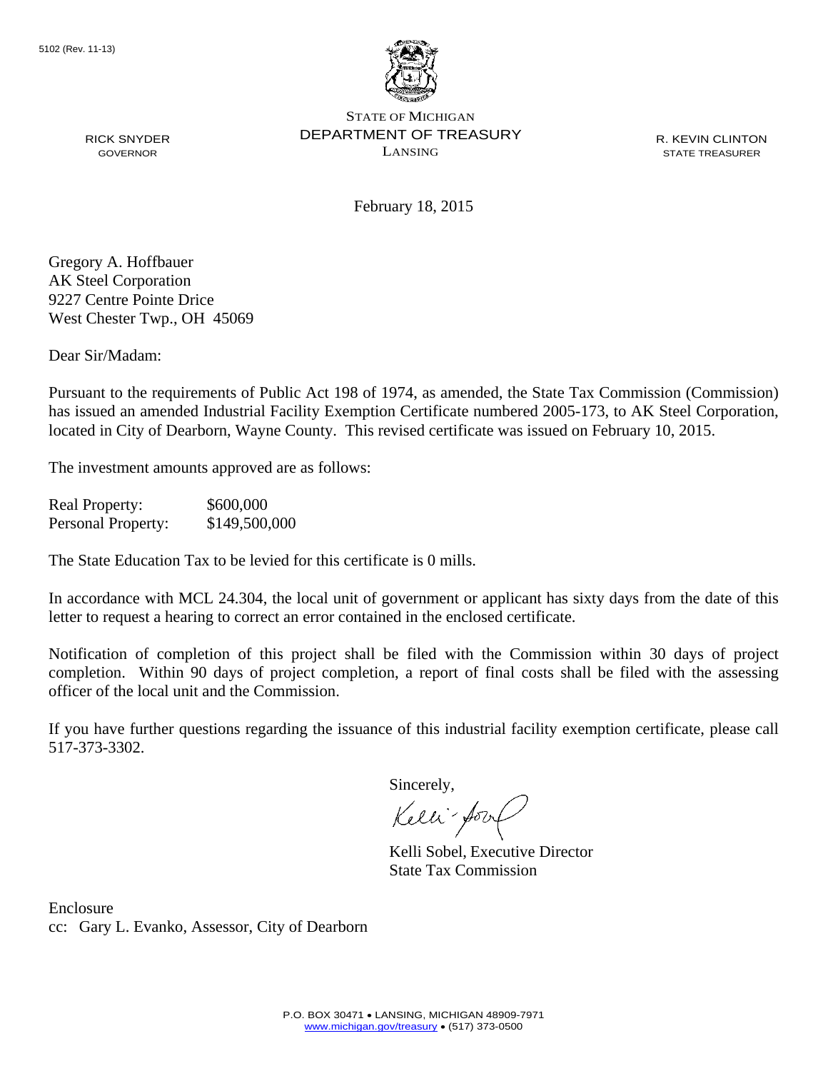5102 (Rev. 11-13)

STATE OF MICHIGAN
DEPARTMENT OF TREASURY
LANSING

RICK SNYDER
GOVERNOR

R. KEVIN CLINTON
STATE TREASURER

February 18, 2015

Gregory A. Hoffbauer
AK Steel Corporation
9227 Centre Pointe Drice
West Chester Twp., OH 45069

Dear Sir/Madam:

Pursuant to the requirements of Public Act 198 of 1974, as amended, the State Tax Commission (Commission) has issued an amended Industrial Facility Exemption Certificate numbered 2005-173, to AK Steel Corporation, located in City of Dearborn, Wayne County. This revised certificate was issued on February 10, 2015.

The investment amounts approved are as follows:

| | |
|---|---|
| Real Property: | $600,000 |
| Personal Property: | $149,500,000 |

The State Education Tax to be levied for this certificate is 0 mills.

In accordance with MCL 24.304, the local unit of government or applicant has sixty days from the date of this letter to request a hearing to correct an error contained in the enclosed certificate.

Notification of completion of this project shall be filed with the Commission within 30 days of project completion. Within 90 days of project completion, a report of final costs shall be filed with the assessing officer of the local unit and the Commission.

If you have further questions regarding the issuance of this industrial facility exemption certificate, please call 517-373-3302.

Sincerely,

Kelli Sobel, Executive Director
State Tax Commission

Enclosure
cc: Gary L. Evanko, Assessor, City of Dearborn

P.O. BOX 30471 • LANSING, MICHIGAN 48909-7971
www.michigan.gov/treasury • (517) 373-0500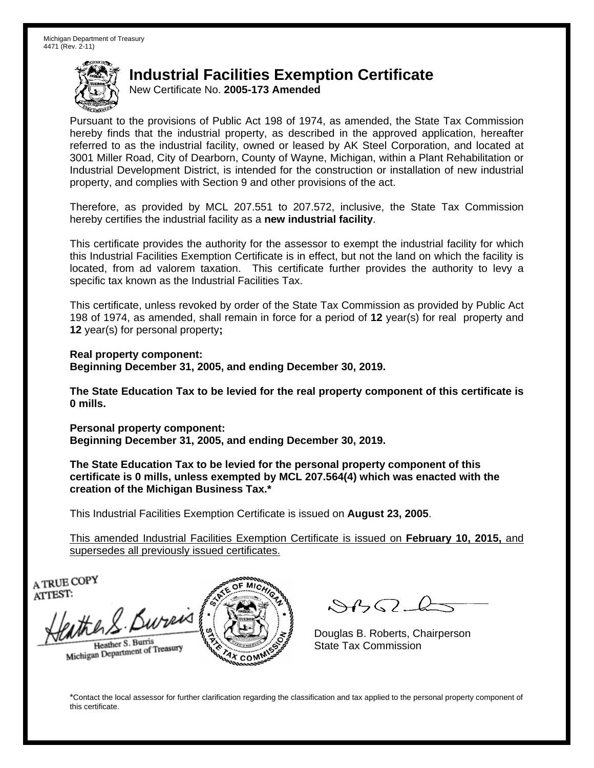Michigan Department of Treasury
4471 (Rev. 2-11)

# Industrial Facilities Exemption Certificate

New Certificate No. **2005-173 Amended**

Pursuant to the provisions of Public Act 198 of 1974, as amended, the State Tax Commission hereby finds that the industrial property, as described in the approved application, hereafter referred to as the industrial facility, owned or leased by AK Steel Corporation, and located at 3001 Miller Road, City of Dearborn, County of Wayne, Michigan, within a Plant Rehabilitation or Industrial Development District, is intended for the construction or installation of new industrial property, and complies with Section 9 and other provisions of the act.

Therefore, as provided by MCL 207.551 to 207.572, inclusive, the State Tax Commission hereby certifies the industrial facility as a **new industrial facility**.

This certificate provides the authority for the assessor to exempt the industrial facility for which this Industrial Facilities Exemption Certificate is in effect, but not the land on which the facility is located, from ad valorem taxation. This certificate further provides the authority to levy a specific tax known as the Industrial Facilities Tax.

This certificate, unless revoked by order of the State Tax Commission as provided by Public Act 198 of 1974, as amended, shall remain in force for a period of **12** year(s) for real property and **12** year(s) for personal property**;**

**Real property component:**
**Beginning December 31, 2005, and ending December 30, 2019.**

**The State Education Tax to be levied for the real property component of this certificate is 0 mills.**

**Personal property component:**
**Beginning December 31, 2005, and ending December 30, 2019.**

**The State Education Tax to be levied for the personal property component of this certificate is 0 mills, unless exempted by MCL 207.564(4) which was enacted with the creation of the Michigan Business Tax.***

This Industrial Facilities Exemption Certificate is issued on **August 23, 2005**.

This amended Industrial Facilities Exemption Certificate is issued on **February 10, 2015,** and supersedes all previously issued certificates.

A TRUE COPY
ATTEST:

Heather S. Burris
Michigan Department of Treasury

Douglas B. Roberts, Chairperson
State Tax Commission

*Contact the local assessor for further clarification regarding the classification and tax applied to the personal property component of this certificate.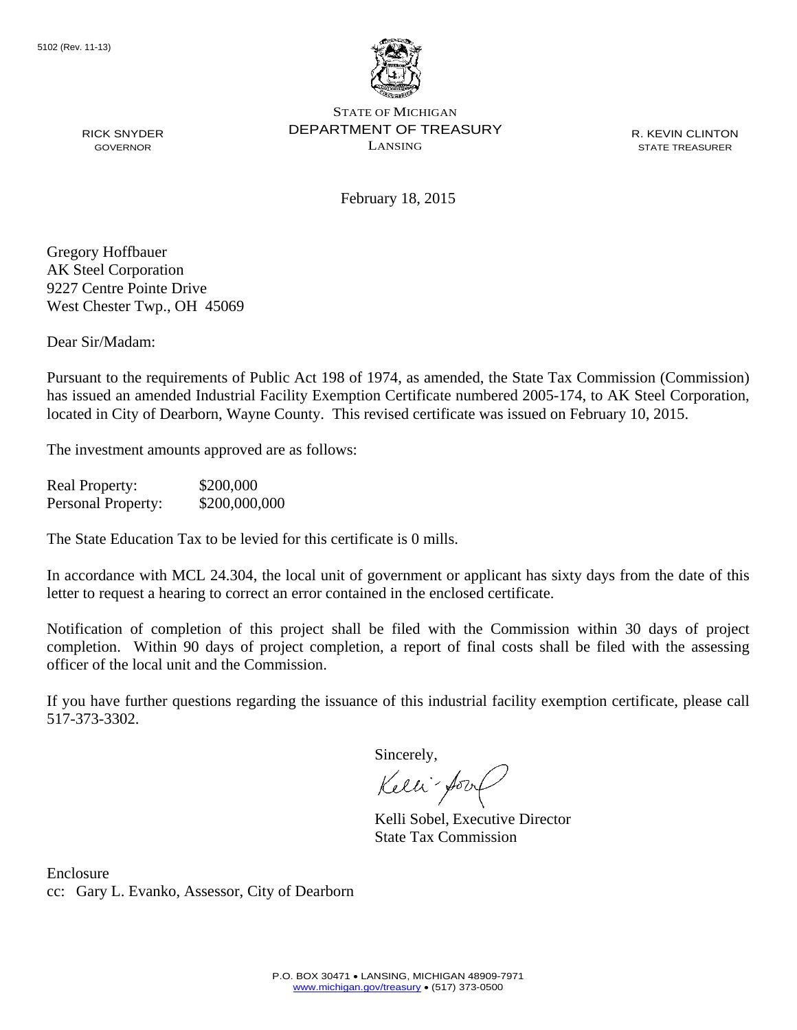5102 (Rev. 11-13)

STATE OF MICHIGAN
DEPARTMENT OF TREASURY
LANSING

RICK SNYDER
GOVERNOR

R. KEVIN CLINTON
STATE TREASURER

February 18, 2015

Gregory Hoffbauer
AK Steel Corporation
9227 Centre Pointe Drive
West Chester Twp., OH 45069

Dear Sir/Madam:

Pursuant to the requirements of Public Act 198 of 1974, as amended, the State Tax Commission (Commission) has issued an amended Industrial Facility Exemption Certificate numbered 2005-174, to AK Steel Corporation, located in City of Dearborn, Wayne County. This revised certificate was issued on February 10, 2015.

The investment amounts approved are as follows:

| | |
|---|---|
| Real Property: | $200,000 |
| Personal Property: | $200,000,000 |

The State Education Tax to be levied for this certificate is 0 mills.

In accordance with MCL 24.304, the local unit of government or applicant has sixty days from the date of this letter to request a hearing to correct an error contained in the enclosed certificate.

Notification of completion of this project shall be filed with the Commission within 30 days of project completion. Within 90 days of project completion, a report of final costs shall be filed with the assessing officer of the local unit and the Commission.

If you have further questions regarding the issuance of this industrial facility exemption certificate, please call 517-373-3302.

Sincerely,

Kelli Sobel, Executive Director
State Tax Commission

Enclosure
cc: Gary L. Evanko, Assessor, City of Dearborn

P.O. BOX 30471 • LANSING, MICHIGAN 48909-7971
www.michigan.gov/treasury • (517) 373-0500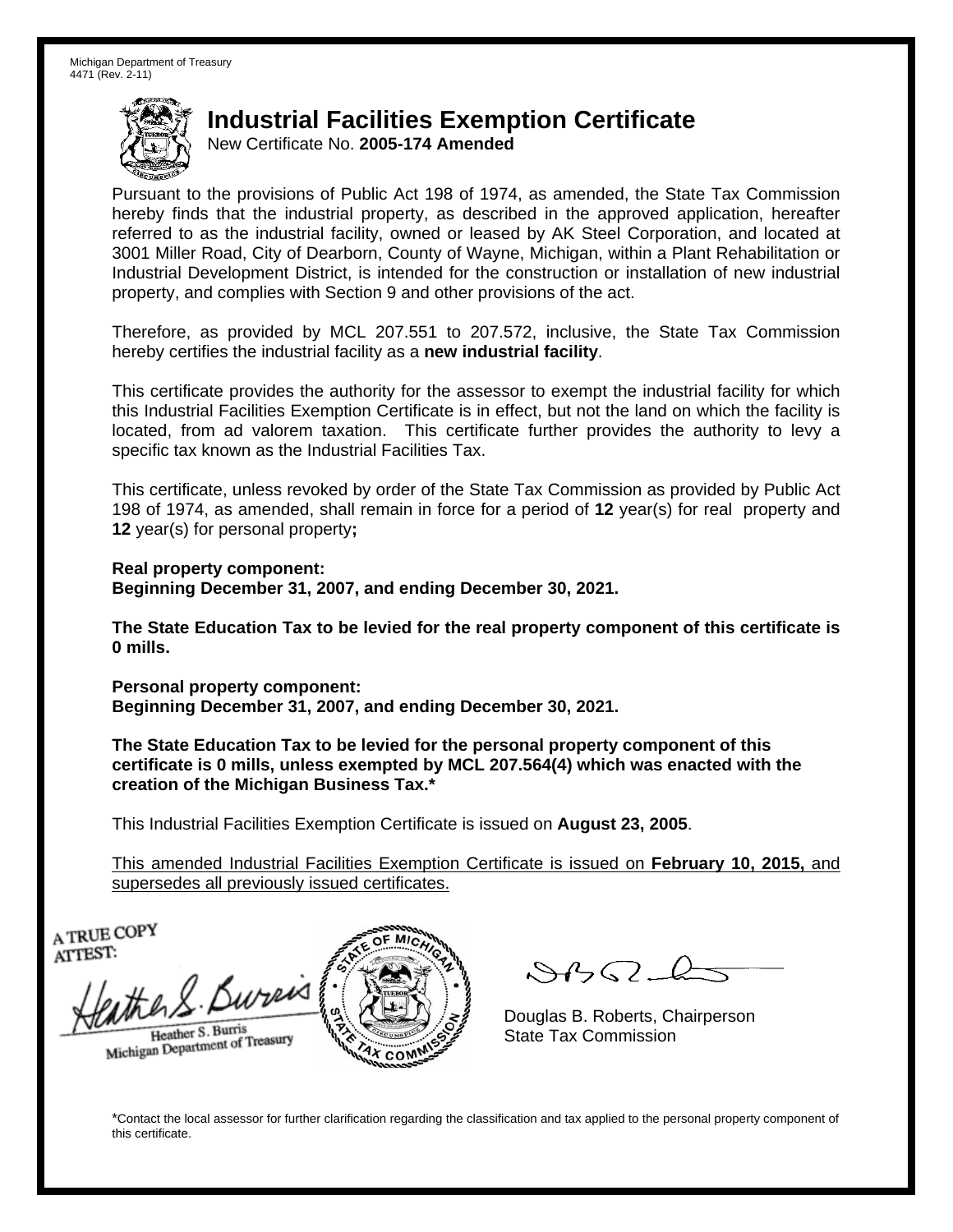Michigan Department of Treasury
4471 (Rev. 2-11)

# Industrial Facilities Exemption Certificate

New Certificate No. **2005-174 Amended**

Pursuant to the provisions of Public Act 198 of 1974, as amended, the State Tax Commission hereby finds that the industrial property, as described in the approved application, hereafter referred to as the industrial facility, owned or leased by AK Steel Corporation, and located at 3001 Miller Road, City of Dearborn, County of Wayne, Michigan, within a Plant Rehabilitation or Industrial Development District, is intended for the construction or installation of new industrial property, and complies with Section 9 and other provisions of the act.

Therefore, as provided by MCL 207.551 to 207.572, inclusive, the State Tax Commission hereby certifies the industrial facility as a **new industrial facility**.

This certificate provides the authority for the assessor to exempt the industrial facility for which this Industrial Facilities Exemption Certificate is in effect, but not the land on which the facility is located, from ad valorem taxation. This certificate further provides the authority to levy a specific tax known as the Industrial Facilities Tax.

This certificate, unless revoked by order of the State Tax Commission as provided by Public Act 198 of 1974, as amended, shall remain in force for a period of **12** year(s) for real property and **12** year(s) for personal property**;**

**Real property component:**
**Beginning December 31, 2007, and ending December 30, 2021.**

**The State Education Tax to be levied for the real property component of this certificate is 0 mills.**

**Personal property component:**
**Beginning December 31, 2007, and ending December 30, 2021.**

**The State Education Tax to be levied for the personal property component of this certificate is 0 mills, unless exempted by MCL 207.564(4) which was enacted with the creation of the Michigan Business Tax.***

This Industrial Facilities Exemption Certificate is issued on **August 23, 2005**.

This amended Industrial Facilities Exemption Certificate is issued on **February 10, 2015,** and supersedes all previously issued certificates.

A TRUE COPY
ATTEST:

Heather S. Burris
Michigan Department of Treasury

Douglas B. Roberts, Chairperson
State Tax Commission

*Contact the local assessor for further clarification regarding the classification and tax applied to the personal property component of this certificate.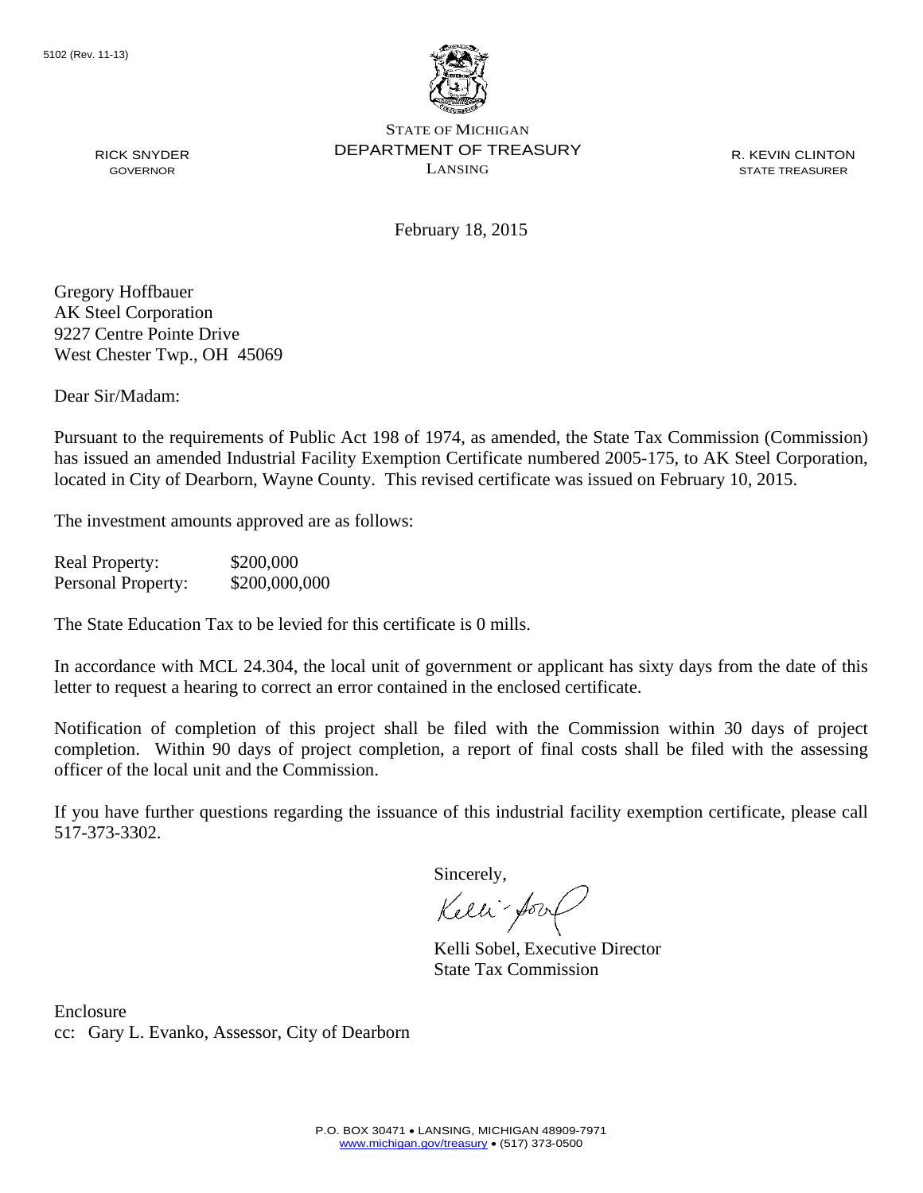5102 (Rev. 11-13)

STATE OF MICHIGAN
DEPARTMENT OF TREASURY
LANSING

RICK SNYDER
GOVERNOR

R. KEVIN CLINTON
STATE TREASURER

February 18, 2015

Gregory Hoffbauer
AK Steel Corporation
9227 Centre Pointe Drive
West Chester Twp., OH 45069

Dear Sir/Madam:

Pursuant to the requirements of Public Act 198 of 1974, as amended, the State Tax Commission (Commission) has issued an amended Industrial Facility Exemption Certificate numbered 2005-175, to AK Steel Corporation, located in City of Dearborn, Wayne County. This revised certificate was issued on February 10, 2015.

The investment amounts approved are as follows:

| | |
|---|---|
| Real Property: | $200,000 |
| Personal Property: | $200,000,000 |

The State Education Tax to be levied for this certificate is 0 mills.

In accordance with MCL 24.304, the local unit of government or applicant has sixty days from the date of this letter to request a hearing to correct an error contained in the enclosed certificate.

Notification of completion of this project shall be filed with the Commission within 30 days of project completion. Within 90 days of project completion, a report of final costs shall be filed with the assessing officer of the local unit and the Commission.

If you have further questions regarding the issuance of this industrial facility exemption certificate, please call 517-373-3302.

Sincerely,

Kelli Sobel, Executive Director
State Tax Commission

Enclosure
cc: Gary L. Evanko, Assessor, City of Dearborn

P.O. BOX 30471 • LANSING, MICHIGAN 48909-7971
www.michigan.gov/treasury • (517) 373-0500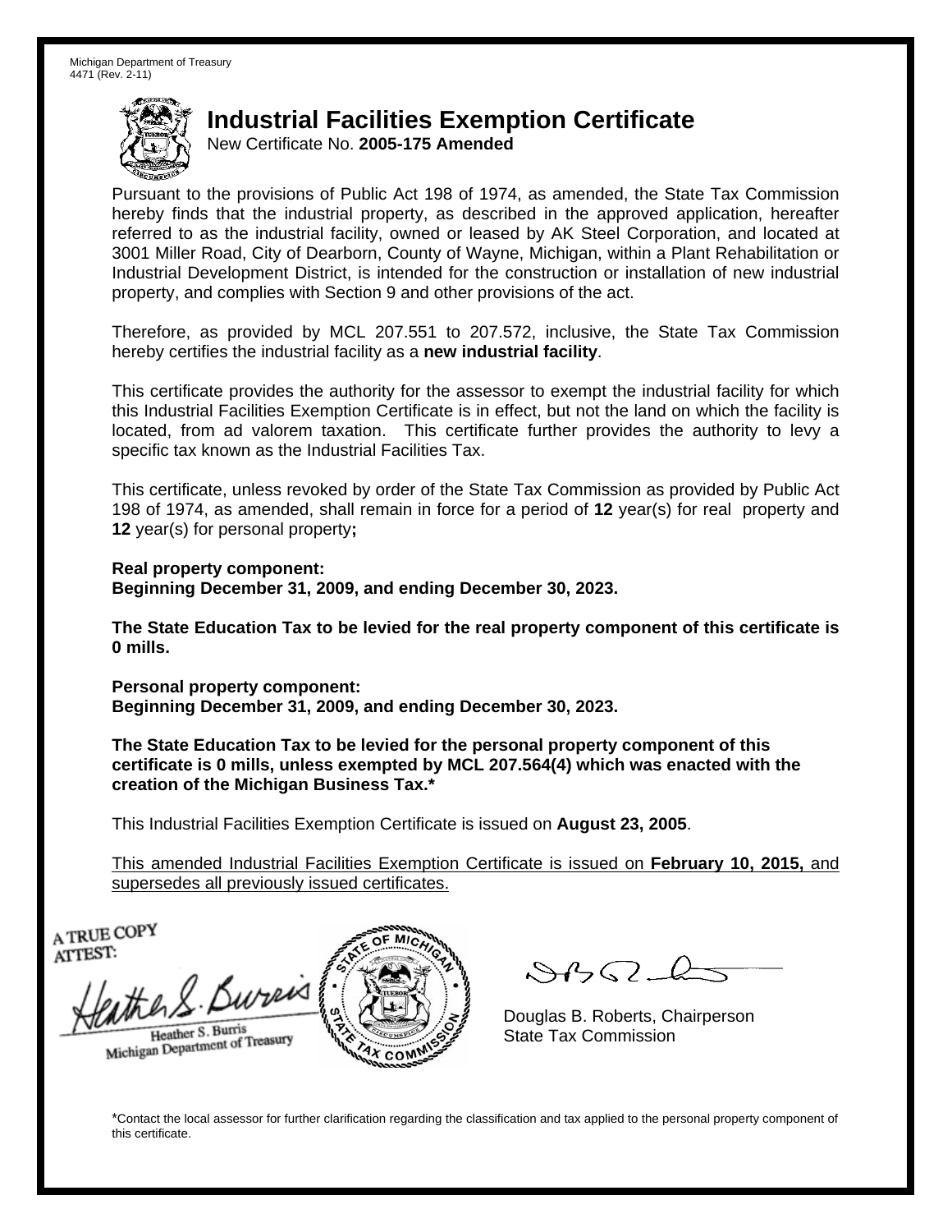Michigan Department of Treasury
4471 (Rev. 2-11)

# Industrial Facilities Exemption Certificate

New Certificate No. **2005-175 Amended**

Pursuant to the provisions of Public Act 198 of 1974, as amended, the State Tax Commission hereby finds that the industrial property, as described in the approved application, hereafter referred to as the industrial facility, owned or leased by AK Steel Corporation, and located at 3001 Miller Road, City of Dearborn, County of Wayne, Michigan, within a Plant Rehabilitation or Industrial Development District, is intended for the construction or installation of new industrial property, and complies with Section 9 and other provisions of the act.

Therefore, as provided by MCL 207.551 to 207.572, inclusive, the State Tax Commission hereby certifies the industrial facility as a **new industrial facility**.

This certificate provides the authority for the assessor to exempt the industrial facility for which this Industrial Facilities Exemption Certificate is in effect, but not the land on which the facility is located, from ad valorem taxation. This certificate further provides the authority to levy a specific tax known as the Industrial Facilities Tax.

This certificate, unless revoked by order of the State Tax Commission as provided by Public Act 198 of 1974, as amended, shall remain in force for a period of **12** year(s) for real property and **12** year(s) for personal property**;**

**Real property component:**
**Beginning December 31, 2009, and ending December 30, 2023.**

**The State Education Tax to be levied for the real property component of this certificate is 0 mills.**

**Personal property component:**
**Beginning December 31, 2009, and ending December 30, 2023.**

**The State Education Tax to be levied for the personal property component of this certificate is 0 mills, unless exempted by MCL 207.564(4) which was enacted with the creation of the Michigan Business Tax.***

This Industrial Facilities Exemption Certificate is issued on **August 23, 2005**.

This amended Industrial Facilities Exemption Certificate is issued on **February 10, 2015,** and supersedes all previously issued certificates.

A TRUE COPY
ATTEST:

Heather S. Burris
Michigan Department of Treasury

Douglas B. Roberts, Chairperson
State Tax Commission

*Contact the local assessor for further clarification regarding the classification and tax applied to the personal property component of this certificate.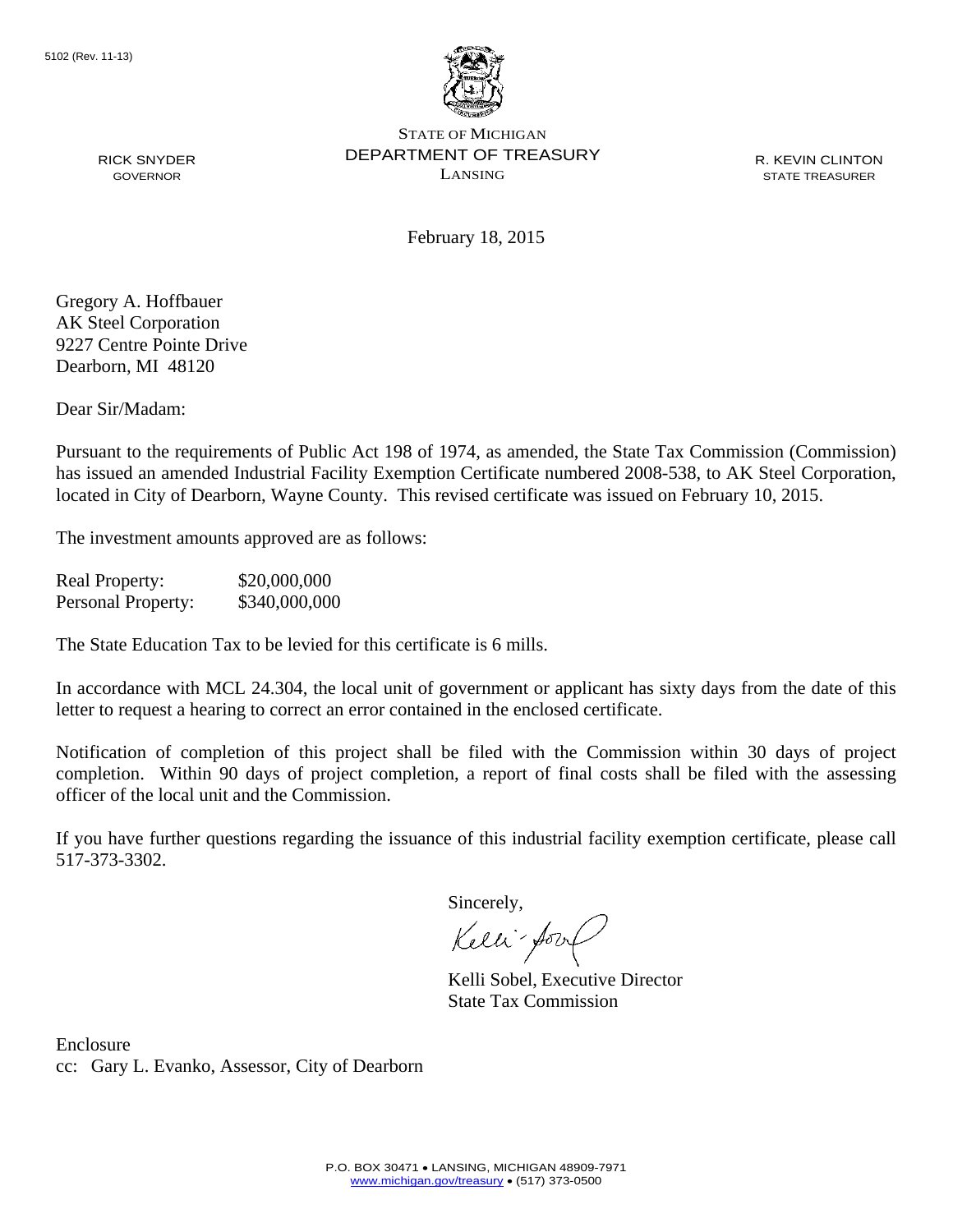5102 (Rev. 11-13)

STATE OF MICHIGAN
DEPARTMENT OF TREASURY
LANSING

RICK SNYDER
GOVERNOR

R. KEVIN CLINTON
STATE TREASURER

February 18, 2015

Gregory A. Hoffbauer
AK Steel Corporation
9227 Centre Pointe Drive
Dearborn, MI 48120

Dear Sir/Madam:

Pursuant to the requirements of Public Act 198 of 1974, as amended, the State Tax Commission (Commission) has issued an amended Industrial Facility Exemption Certificate numbered 2008-538, to AK Steel Corporation, located in City of Dearborn, Wayne County. This revised certificate was issued on February 10, 2015.

The investment amounts approved are as follows:

| | |
|---|---|
| Real Property: | $20,000,000 |
| Personal Property: | $340,000,000 |

The State Education Tax to be levied for this certificate is 6 mills.

In accordance with MCL 24.304, the local unit of government or applicant has sixty days from the date of this letter to request a hearing to correct an error contained in the enclosed certificate.

Notification of completion of this project shall be filed with the Commission within 30 days of project completion. Within 90 days of project completion, a report of final costs shall be filed with the assessing officer of the local unit and the Commission.

If you have further questions regarding the issuance of this industrial facility exemption certificate, please call 517-373-3302.

Sincerely,

Kelli Sobel, Executive Director
State Tax Commission

Enclosure
cc: Gary L. Evanko, Assessor, City of Dearborn

P.O. BOX 30471 • LANSING, MICHIGAN 48909-7971
www.michigan.gov/treasury • (517) 373-0500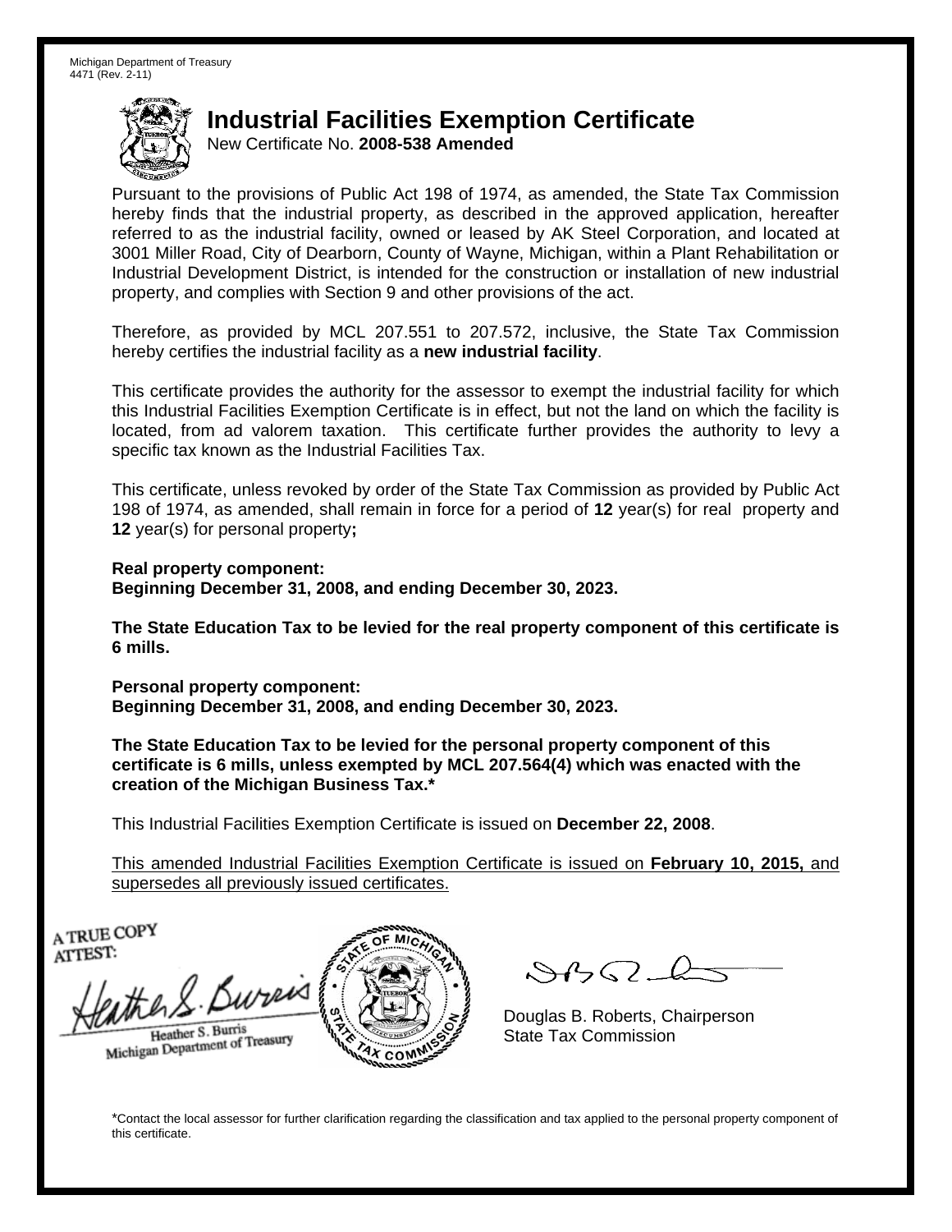Michigan Department of Treasury
4471 (Rev. 2-11)

# Industrial Facilities Exemption Certificate

New Certificate No. **2008-538 Amended**

Pursuant to the provisions of Public Act 198 of 1974, as amended, the State Tax Commission hereby finds that the industrial property, as described in the approved application, hereafter referred to as the industrial facility, owned or leased by AK Steel Corporation, and located at 3001 Miller Road, City of Dearborn, County of Wayne, Michigan, within a Plant Rehabilitation or Industrial Development District, is intended for the construction or installation of new industrial property, and complies with Section 9 and other provisions of the act.

Therefore, as provided by MCL 207.551 to 207.572, inclusive, the State Tax Commission hereby certifies the industrial facility as a **new industrial facility**.

This certificate provides the authority for the assessor to exempt the industrial facility for which this Industrial Facilities Exemption Certificate is in effect, but not the land on which the facility is located, from ad valorem taxation. This certificate further provides the authority to levy a specific tax known as the Industrial Facilities Tax.

This certificate, unless revoked by order of the State Tax Commission as provided by Public Act 198 of 1974, as amended, shall remain in force for a period of **12** year(s) for real property and **12** year(s) for personal property**;**

**Real property component:**
**Beginning December 31, 2008, and ending December 30, 2023.**

**The State Education Tax to be levied for the real property component of this certificate is 6 mills.**

**Personal property component:**
**Beginning December 31, 2008, and ending December 30, 2023.**

**The State Education Tax to be levied for the personal property component of this certificate is 6 mills, unless exempted by MCL 207.564(4) which was enacted with the creation of the Michigan Business Tax.***

This Industrial Facilities Exemption Certificate is issued on **December 22, 2008**.

<u>This amended Industrial Facilities Exemption Certificate is issued on **February 10, 2015,** and supersedes all previously issued certificates.</u>

A TRUE COPY
ATTEST:

Heather S. Burris
Michigan Department of Treasury

Douglas B. Roberts, Chairperson
State Tax Commission

*Contact the local assessor for further clarification regarding the classification and tax applied to the personal property component of this certificate.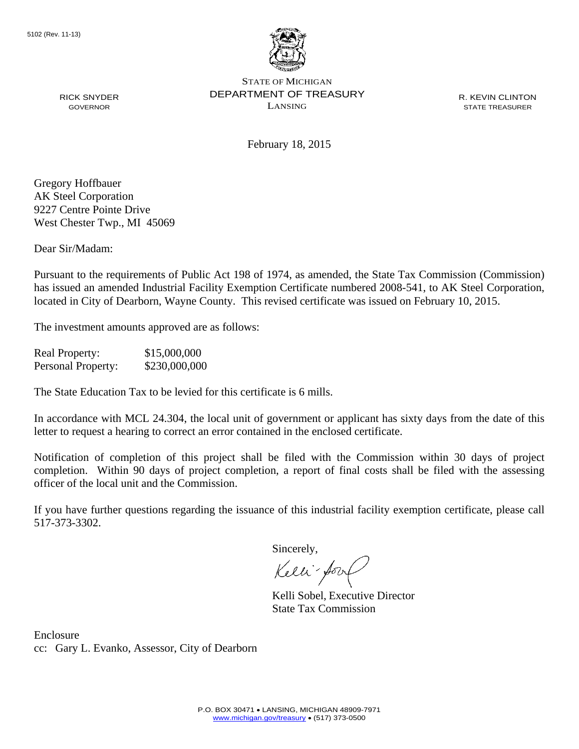5102 (Rev. 11-13)

STATE OF MICHIGAN
DEPARTMENT OF TREASURY
LANSING

RICK SNYDER
GOVERNOR

R. KEVIN CLINTON
STATE TREASURER

February 18, 2015

Gregory Hoffbauer
AK Steel Corporation
9227 Centre Pointe Drive
West Chester Twp., MI 45069

Dear Sir/Madam:

Pursuant to the requirements of Public Act 198 of 1974, as amended, the State Tax Commission (Commission) has issued an amended Industrial Facility Exemption Certificate numbered 2008-541, to AK Steel Corporation, located in City of Dearborn, Wayne County. This revised certificate was issued on February 10, 2015.

The investment amounts approved are as follows:

| | |
|---|---|
| Real Property: | $15,000,000 |
| Personal Property: | $230,000,000 |

The State Education Tax to be levied for this certificate is 6 mills.

In accordance with MCL 24.304, the local unit of government or applicant has sixty days from the date of this letter to request a hearing to correct an error contained in the enclosed certificate.

Notification of completion of this project shall be filed with the Commission within 30 days of project completion. Within 90 days of project completion, a report of final costs shall be filed with the assessing officer of the local unit and the Commission.

If you have further questions regarding the issuance of this industrial facility exemption certificate, please call 517-373-3302.

Sincerely,

Kelli Sobel, Executive Director
State Tax Commission

Enclosure
cc: Gary L. Evanko, Assessor, City of Dearborn

P.O. BOX 30471 • LANSING, MICHIGAN 48909-7971
www.michigan.gov/treasury • (517) 373-0500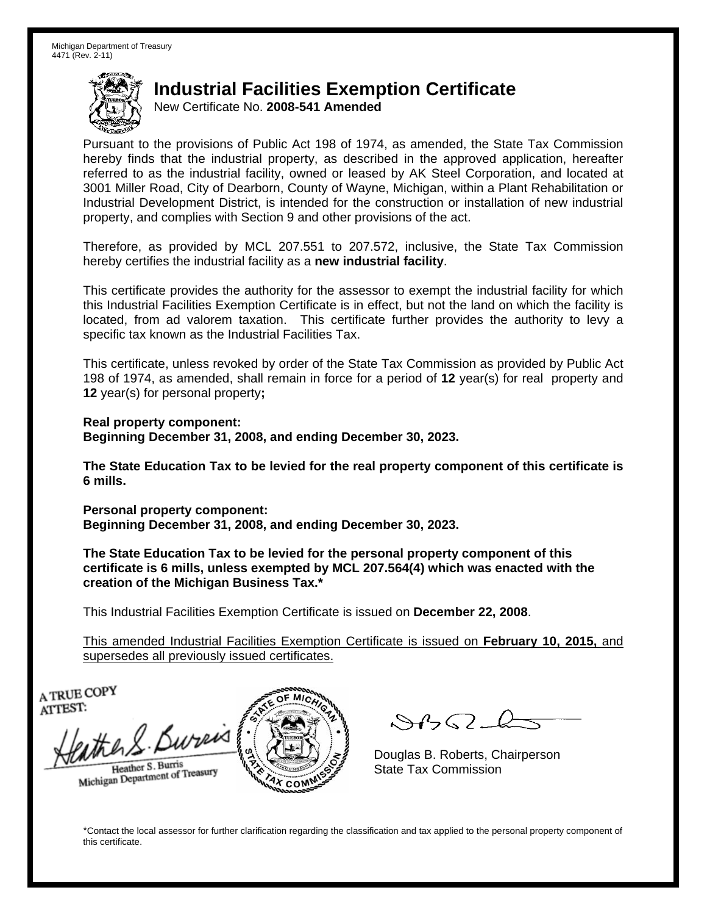Michigan Department of Treasury
4471 (Rev. 2-11)

# Industrial Facilities Exemption Certificate

New Certificate No. **2008-541 Amended**

Pursuant to the provisions of Public Act 198 of 1974, as amended, the State Tax Commission hereby finds that the industrial property, as described in the approved application, hereafter referred to as the industrial facility, owned or leased by AK Steel Corporation, and located at 3001 Miller Road, City of Dearborn, County of Wayne, Michigan, within a Plant Rehabilitation or Industrial Development District, is intended for the construction or installation of new industrial property, and complies with Section 9 and other provisions of the act.

Therefore, as provided by MCL 207.551 to 207.572, inclusive, the State Tax Commission hereby certifies the industrial facility as a **new industrial facility**.

This certificate provides the authority for the assessor to exempt the industrial facility for which this Industrial Facilities Exemption Certificate is in effect, but not the land on which the facility is located, from ad valorem taxation. This certificate further provides the authority to levy a specific tax known as the Industrial Facilities Tax.

This certificate, unless revoked by order of the State Tax Commission as provided by Public Act 198 of 1974, as amended, shall remain in force for a period of **12** year(s) for real property and **12** year(s) for personal property**;**

**Real property component:**
**Beginning December 31, 2008, and ending December 30, 2023.**

**The State Education Tax to be levied for the real property component of this certificate is 6 mills.**

**Personal property component:**
**Beginning December 31, 2008, and ending December 30, 2023.**

**The State Education Tax to be levied for the personal property component of this certificate is 6 mills, unless exempted by MCL 207.564(4) which was enacted with the creation of the Michigan Business Tax.***

This Industrial Facilities Exemption Certificate is issued on **December 22, 2008**.

<u>This amended Industrial Facilities Exemption Certificate is issued on **February 10, 2015,** and supersedes all previously issued certificates.</u>

A TRUE COPY
ATTEST:

Heather S. Burris
Michigan Department of Treasury

Douglas B. Roberts, Chairperson
State Tax Commission

*Contact the local assessor for further clarification regarding the classification and tax applied to the personal property component of this certificate.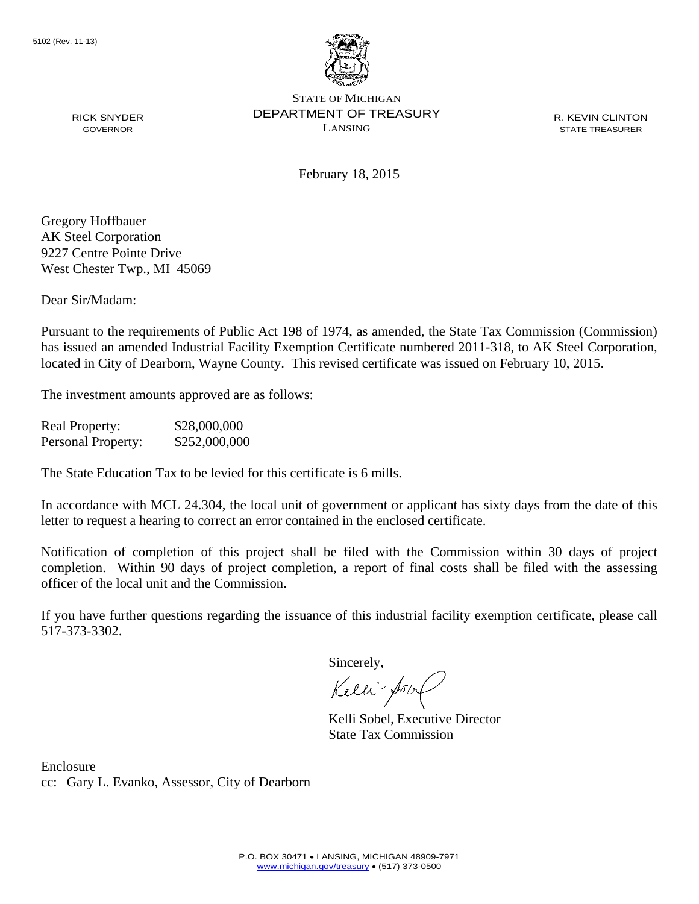5102 (Rev. 11-13)

STATE OF MICHIGAN
DEPARTMENT OF TREASURY
LANSING

RICK SNYDER
GOVERNOR

R. KEVIN CLINTON
STATE TREASURER

February 18, 2015

Gregory Hoffbauer
AK Steel Corporation
9227 Centre Pointe Drive
West Chester Twp., MI 45069

Dear Sir/Madam:

Pursuant to the requirements of Public Act 198 of 1974, as amended, the State Tax Commission (Commission) has issued an amended Industrial Facility Exemption Certificate numbered 2011-318, to AK Steel Corporation, located in City of Dearborn, Wayne County. This revised certificate was issued on February 10, 2015.

The investment amounts approved are as follows:

| | |
|---|---|
| Real Property: | \$28,000,000 |
| Personal Property: | \$252,000,000 |

The State Education Tax to be levied for this certificate is 6 mills.

In accordance with MCL 24.304, the local unit of government or applicant has sixty days from the date of this letter to request a hearing to correct an error contained in the enclosed certificate.

Notification of completion of this project shall be filed with the Commission within 30 days of project completion. Within 90 days of project completion, a report of final costs shall be filed with the assessing officer of the local unit and the Commission.

If you have further questions regarding the issuance of this industrial facility exemption certificate, please call 517-373-3302.

Sincerely,

Kelli Sobel, Executive Director
State Tax Commission

Enclosure
cc: Gary L. Evanko, Assessor, City of Dearborn

P.O. BOX 30471 • LANSING, MICHIGAN 48909-7971
www.michigan.gov/treasury • (517) 373-0500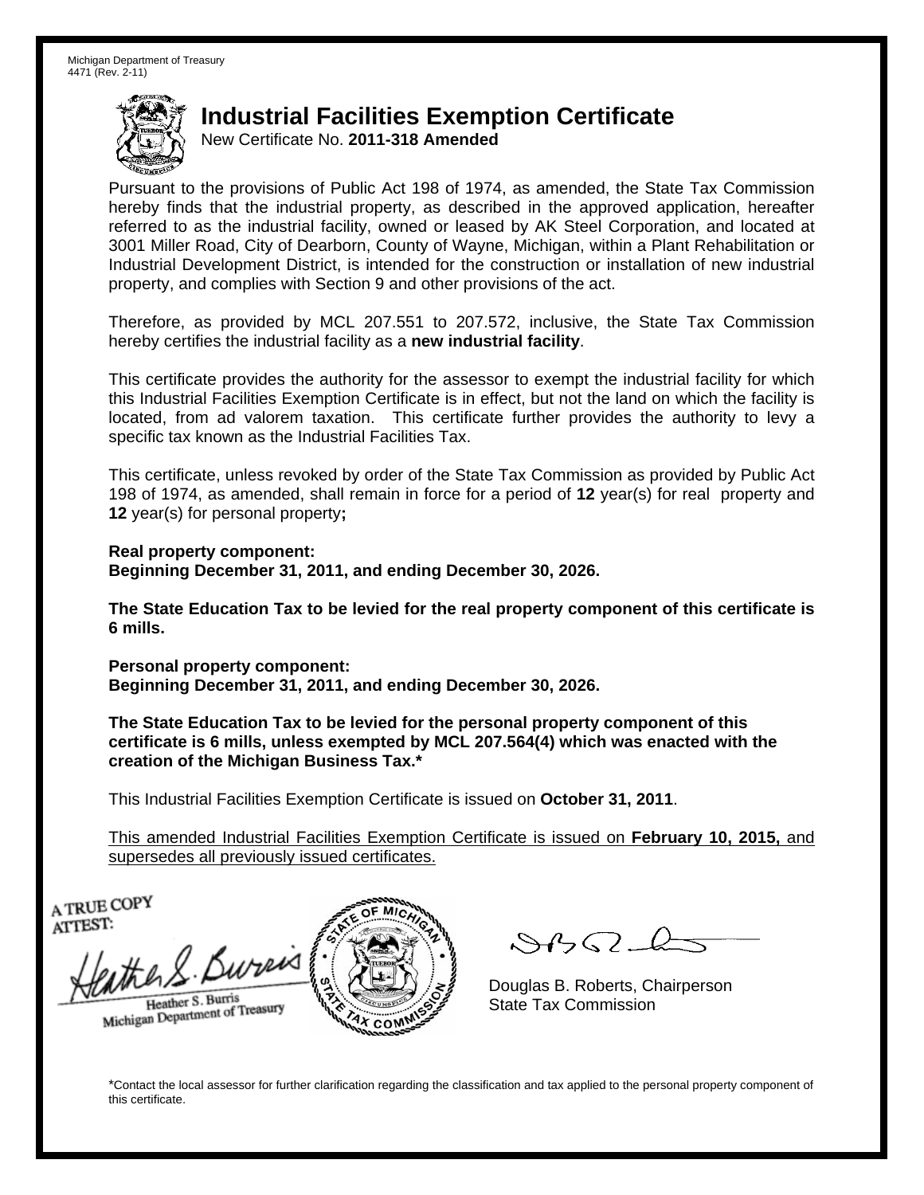Michigan Department of Treasury
4471 (Rev. 2-11)

# Industrial Facilities Exemption Certificate

New Certificate No. **2011-318 Amended**

Pursuant to the provisions of Public Act 198 of 1974, as amended, the State Tax Commission hereby finds that the industrial property, as described in the approved application, hereafter referred to as the industrial facility, owned or leased by AK Steel Corporation, and located at 3001 Miller Road, City of Dearborn, County of Wayne, Michigan, within a Plant Rehabilitation or Industrial Development District, is intended for the construction or installation of new industrial property, and complies with Section 9 and other provisions of the act.

Therefore, as provided by MCL 207.551 to 207.572, inclusive, the State Tax Commission hereby certifies the industrial facility as a **new industrial facility**.

This certificate provides the authority for the assessor to exempt the industrial facility for which this Industrial Facilities Exemption Certificate is in effect, but not the land on which the facility is located, from ad valorem taxation. This certificate further provides the authority to levy a specific tax known as the Industrial Facilities Tax.

This certificate, unless revoked by order of the State Tax Commission as provided by Public Act 198 of 1974, as amended, shall remain in force for a period of **12** year(s) for real property and **12** year(s) for personal property**;**

**Real property component:**
**Beginning December 31, 2011, and ending December 30, 2026.**

**The State Education Tax to be levied for the real property component of this certificate is 6 mills.**

**Personal property component:**
**Beginning December 31, 2011, and ending December 30, 2026.**

**The State Education Tax to be levied for the personal property component of this certificate is 6 mills, unless exempted by MCL 207.564(4) which was enacted with the creation of the Michigan Business Tax.***

This Industrial Facilities Exemption Certificate is issued on **October 31, 2011**.

<u>This amended Industrial Facilities Exemption Certificate is issued on **February 10, 2015,** and supersedes all previously issued certificates.</u>

A TRUE COPY
ATTEST:

Heather S. Burris
Michigan Department of Treasury

Douglas B. Roberts, Chairperson
State Tax Commission

*Contact the local assessor for further clarification regarding the classification and tax applied to the personal property component of this certificate.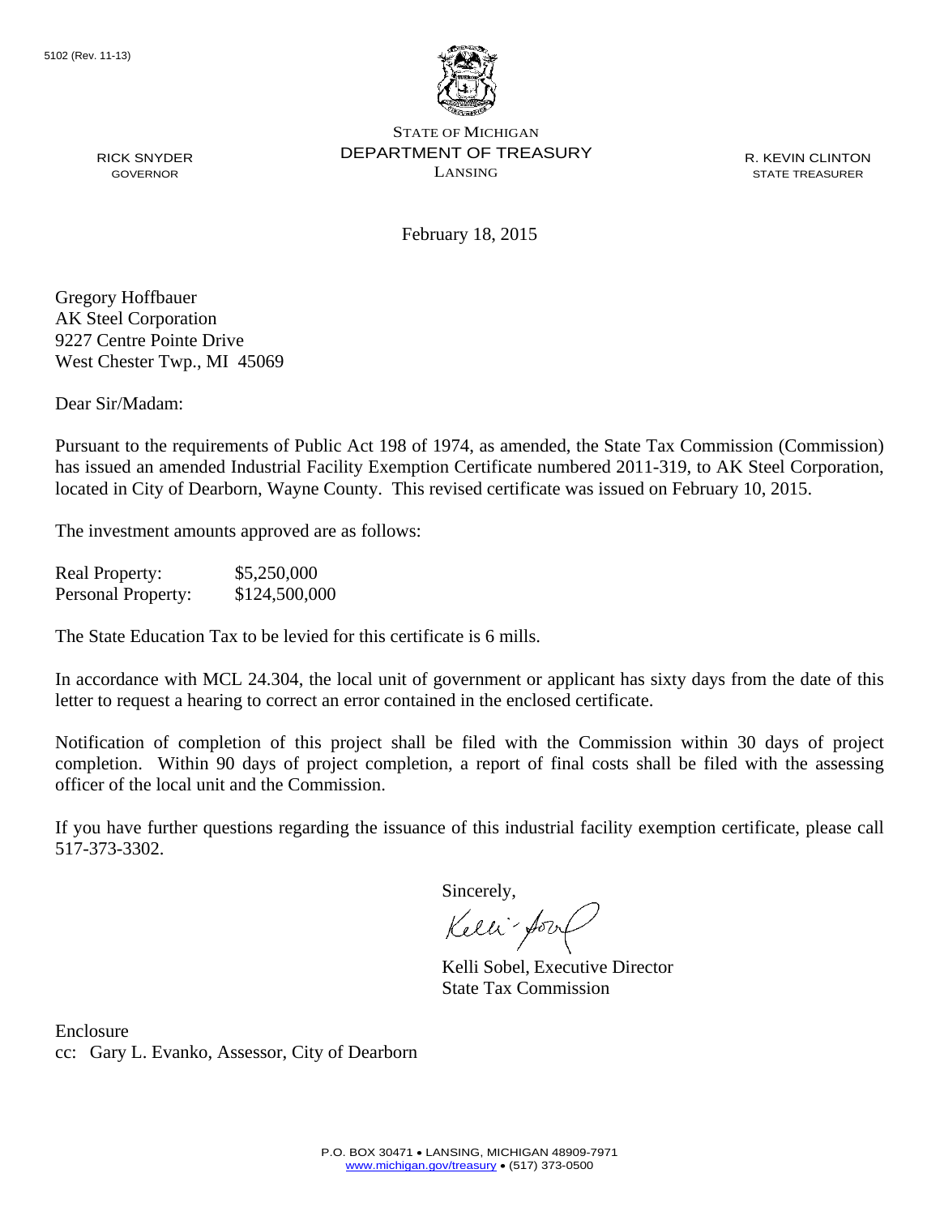5102 (Rev. 11-13)

STATE OF MICHIGAN
DEPARTMENT OF TREASURY
LANSING

RICK SNYDER
GOVERNOR

R. KEVIN CLINTON
STATE TREASURER

February 18, 2015

Gregory Hoffbauer
AK Steel Corporation
9227 Centre Pointe Drive
West Chester Twp., MI 45069

Dear Sir/Madam:

Pursuant to the requirements of Public Act 198 of 1974, as amended, the State Tax Commission (Commission) has issued an amended Industrial Facility Exemption Certificate numbered 2011-319, to AK Steel Corporation, located in City of Dearborn, Wayne County. This revised certificate was issued on February 10, 2015.

The investment amounts approved are as follows:

| | |
|---|---|
| Real Property: | $5,250,000 |
| Personal Property: | $124,500,000 |

The State Education Tax to be levied for this certificate is 6 mills.

In accordance with MCL 24.304, the local unit of government or applicant has sixty days from the date of this letter to request a hearing to correct an error contained in the enclosed certificate.

Notification of completion of this project shall be filed with the Commission within 30 days of project completion. Within 90 days of project completion, a report of final costs shall be filed with the assessing officer of the local unit and the Commission.

If you have further questions regarding the issuance of this industrial facility exemption certificate, please call 517-373-3302.

Sincerely,

Kelli Sobel, Executive Director
State Tax Commission

Enclosure
cc: Gary L. Evanko, Assessor, City of Dearborn

P.O. BOX 30471 • LANSING, MICHIGAN 48909-7971
www.michigan.gov/treasury • (517) 373-0500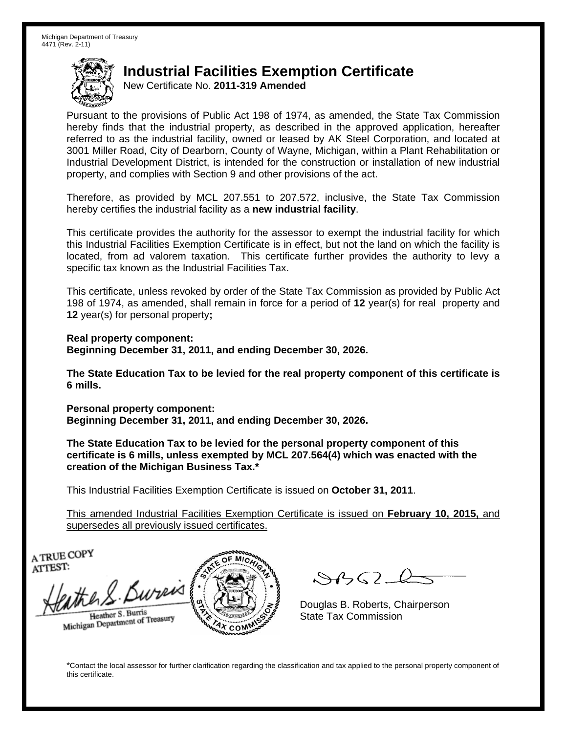Michigan Department of Treasury
4471 (Rev. 2-11)

# Industrial Facilities Exemption Certificate

New Certificate No. **2011-319 Amended**

Pursuant to the provisions of Public Act 198 of 1974, as amended, the State Tax Commission hereby finds that the industrial property, as described in the approved application, hereafter referred to as the industrial facility, owned or leased by AK Steel Corporation, and located at 3001 Miller Road, City of Dearborn, County of Wayne, Michigan, within a Plant Rehabilitation or Industrial Development District, is intended for the construction or installation of new industrial property, and complies with Section 9 and other provisions of the act.

Therefore, as provided by MCL 207.551 to 207.572, inclusive, the State Tax Commission hereby certifies the industrial facility as a **new industrial facility**.

This certificate provides the authority for the assessor to exempt the industrial facility for which this Industrial Facilities Exemption Certificate is in effect, but not the land on which the facility is located, from ad valorem taxation. This certificate further provides the authority to levy a specific tax known as the Industrial Facilities Tax.

This certificate, unless revoked by order of the State Tax Commission as provided by Public Act 198 of 1974, as amended, shall remain in force for a period of **12** year(s) for real property and **12** year(s) for personal property**;**

**Real property component:**
**Beginning December 31, 2011, and ending December 30, 2026.**

**The State Education Tax to be levied for the real property component of this certificate is 6 mills.**

**Personal property component:**
**Beginning December 31, 2011, and ending December 30, 2026.**

**The State Education Tax to be levied for the personal property component of this certificate is 6 mills, unless exempted by MCL 207.564(4) which was enacted with the creation of the Michigan Business Tax.***

This Industrial Facilities Exemption Certificate is issued on **October 31, 2011**.

This amended Industrial Facilities Exemption Certificate is issued on **February 10, 2015,** and supersedes all previously issued certificates.

A TRUE COPY
ATTEST:

Heather S. Burris
Michigan Department of Treasury

Douglas B. Roberts, Chairperson
State Tax Commission

*Contact the local assessor for further clarification regarding the classification and tax applied to the personal property component of this certificate.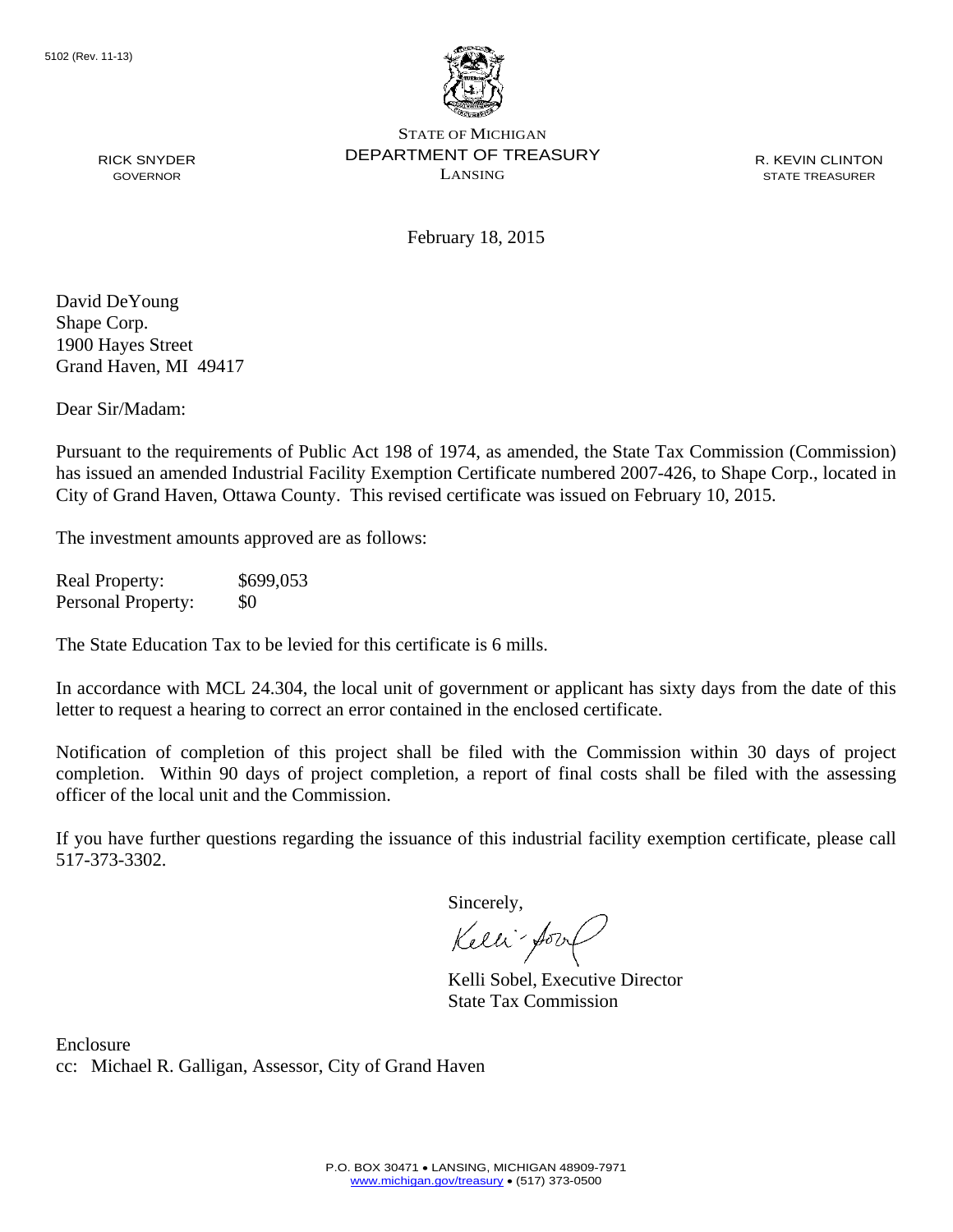5102 (Rev. 11-13)

STATE OF MICHIGAN
DEPARTMENT OF TREASURY
LANSING

RICK SNYDER
GOVERNOR

R. KEVIN CLINTON
STATE TREASURER

February 18, 2015

David DeYoung
Shape Corp.
1900 Hayes Street
Grand Haven, MI 49417

Dear Sir/Madam:

Pursuant to the requirements of Public Act 198 of 1974, as amended, the State Tax Commission (Commission) has issued an amended Industrial Facility Exemption Certificate numbered 2007-426, to Shape Corp., located in City of Grand Haven, Ottawa County. This revised certificate was issued on February 10, 2015.

The investment amounts approved are as follows:

| | |
|---|---|
| Real Property: | $699,053 |
| Personal Property: | $0 |

The State Education Tax to be levied for this certificate is 6 mills.

In accordance with MCL 24.304, the local unit of government or applicant has sixty days from the date of this letter to request a hearing to correct an error contained in the enclosed certificate.

Notification of completion of this project shall be filed with the Commission within 30 days of project completion. Within 90 days of project completion, a report of final costs shall be filed with the assessing officer of the local unit and the Commission.

If you have further questions regarding the issuance of this industrial facility exemption certificate, please call 517-373-3302.

Sincerely,

Kelli Sobel, Executive Director
State Tax Commission

Enclosure
cc: Michael R. Galligan, Assessor, City of Grand Haven

P.O. BOX 30471 • LANSING, MICHIGAN 48909-7971
www.michigan.gov/treasury • (517) 373-0500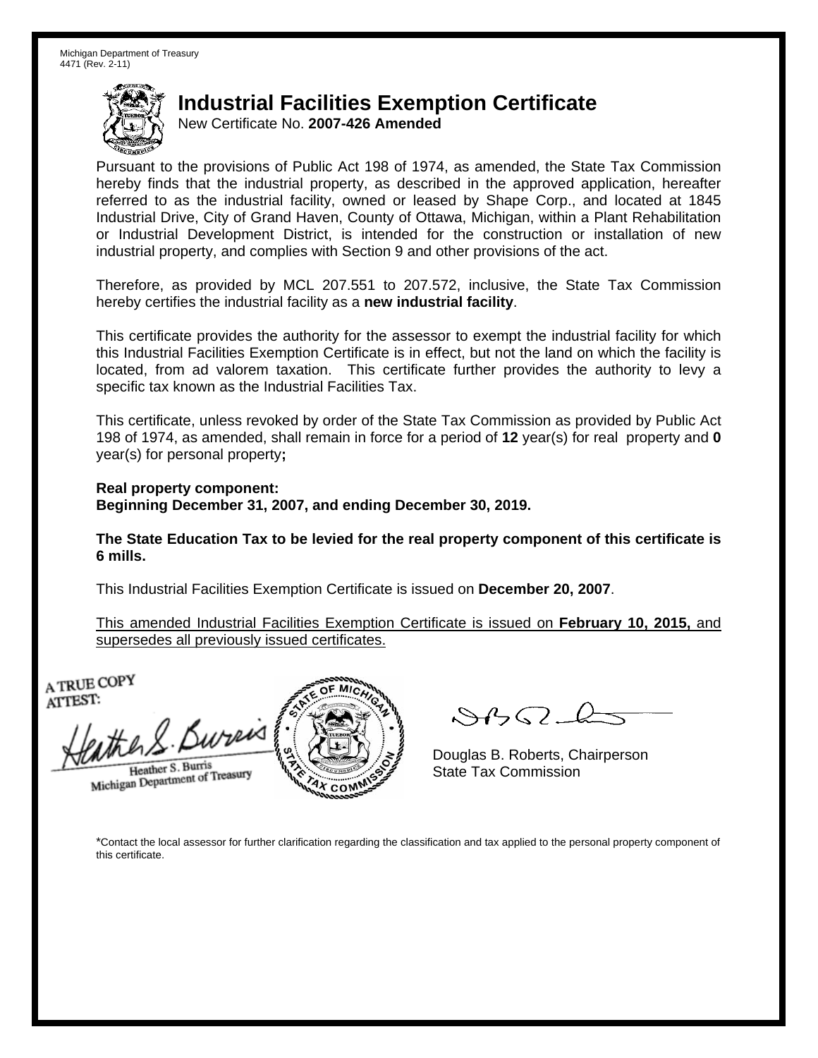Michigan Department of Treasury
4471 (Rev. 2-11)

# Industrial Facilities Exemption Certificate

New Certificate No. **2007-426 Amended**

Pursuant to the provisions of Public Act 198 of 1974, as amended, the State Tax Commission hereby finds that the industrial property, as described in the approved application, hereafter referred to as the industrial facility, owned or leased by Shape Corp., and located at 1845 Industrial Drive, City of Grand Haven, County of Ottawa, Michigan, within a Plant Rehabilitation or Industrial Development District, is intended for the construction or installation of new industrial property, and complies with Section 9 and other provisions of the act.

Therefore, as provided by MCL 207.551 to 207.572, inclusive, the State Tax Commission hereby certifies the industrial facility as a **new industrial facility**.

This certificate provides the authority for the assessor to exempt the industrial facility for which this Industrial Facilities Exemption Certificate is in effect, but not the land on which the facility is located, from ad valorem taxation. This certificate further provides the authority to levy a specific tax known as the Industrial Facilities Tax.

This certificate, unless revoked by order of the State Tax Commission as provided by Public Act 198 of 1974, as amended, shall remain in force for a period of **12** year(s) for real property and **0** year(s) for personal property**;**

**Real property component:**
**Beginning December 31, 2007, and ending December 30, 2019.**

**The State Education Tax to be levied for the real property component of this certificate is 6 mills.**

This Industrial Facilities Exemption Certificate is issued on **December 20, 2007**.

This amended Industrial Facilities Exemption Certificate is issued on **February 10, 2015,** and supersedes all previously issued certificates.

A TRUE COPY
ATTEST:

Heather S. Burris
Michigan Department of Treasury

Douglas B. Roberts, Chairperson
State Tax Commission

*Contact the local assessor for further clarification regarding the classification and tax applied to the personal property component of this certificate.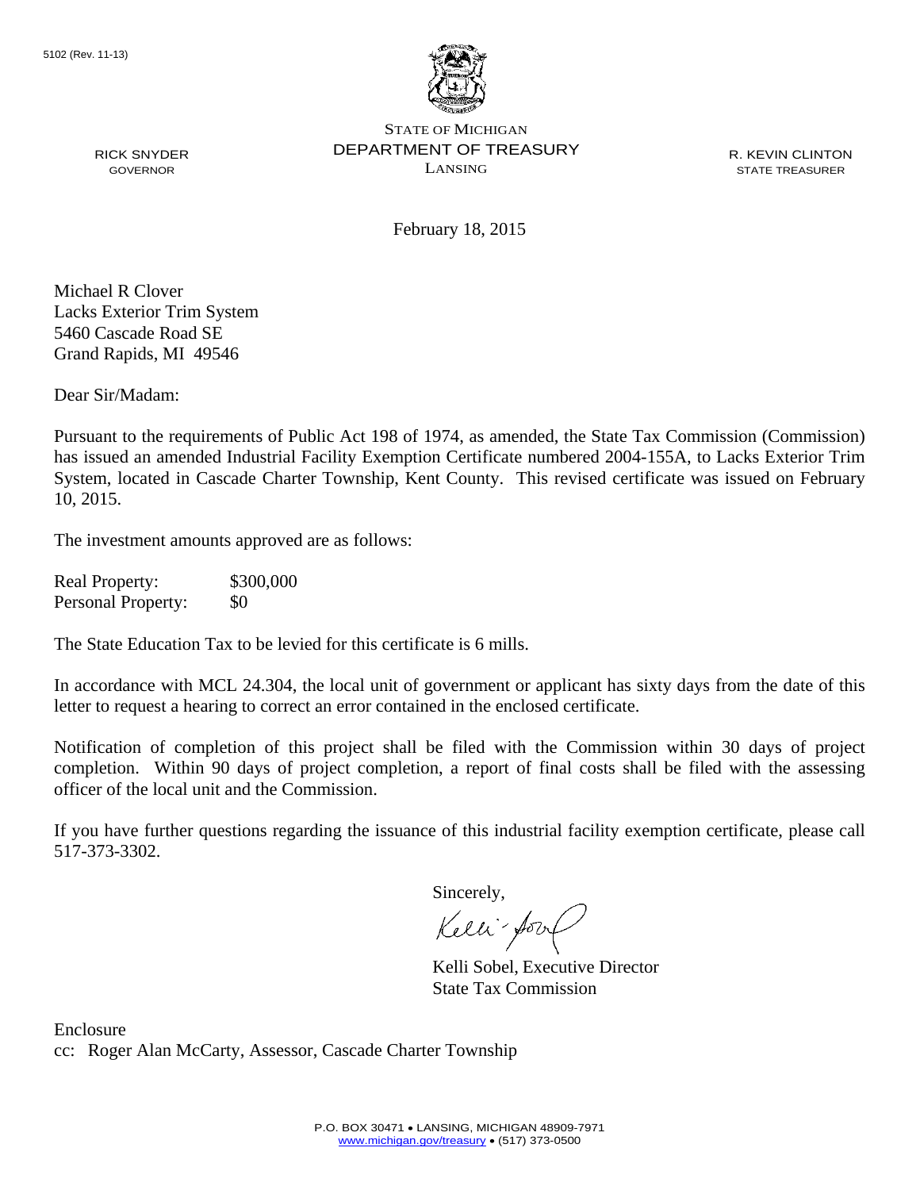5102 (Rev. 11-13)

STATE OF MICHIGAN
DEPARTMENT OF TREASURY
LANSING

RICK SNYDER
GOVERNOR

R. KEVIN CLINTON
STATE TREASURER

February 18, 2015

Michael R Clover
Lacks Exterior Trim System
5460 Cascade Road SE
Grand Rapids, MI 49546

Dear Sir/Madam:

Pursuant to the requirements of Public Act 198 of 1974, as amended, the State Tax Commission (Commission) has issued an amended Industrial Facility Exemption Certificate numbered 2004-155A, to Lacks Exterior Trim System, located in Cascade Charter Township, Kent County. This revised certificate was issued on February 10, 2015.

The investment amounts approved are as follows:

| | |
|---|---|
| Real Property: | $300,000 |
| Personal Property: | $0 |

The State Education Tax to be levied for this certificate is 6 mills.

In accordance with MCL 24.304, the local unit of government or applicant has sixty days from the date of this letter to request a hearing to correct an error contained in the enclosed certificate.

Notification of completion of this project shall be filed with the Commission within 30 days of project completion. Within 90 days of project completion, a report of final costs shall be filed with the assessing officer of the local unit and the Commission.

If you have further questions regarding the issuance of this industrial facility exemption certificate, please call 517-373-3302.

Sincerely,

Kelli Sobel, Executive Director
State Tax Commission

Enclosure
cc: Roger Alan McCarty, Assessor, Cascade Charter Township

P.O. BOX 30471 • LANSING, MICHIGAN 48909-7971
www.michigan.gov/treasury • (517) 373-0500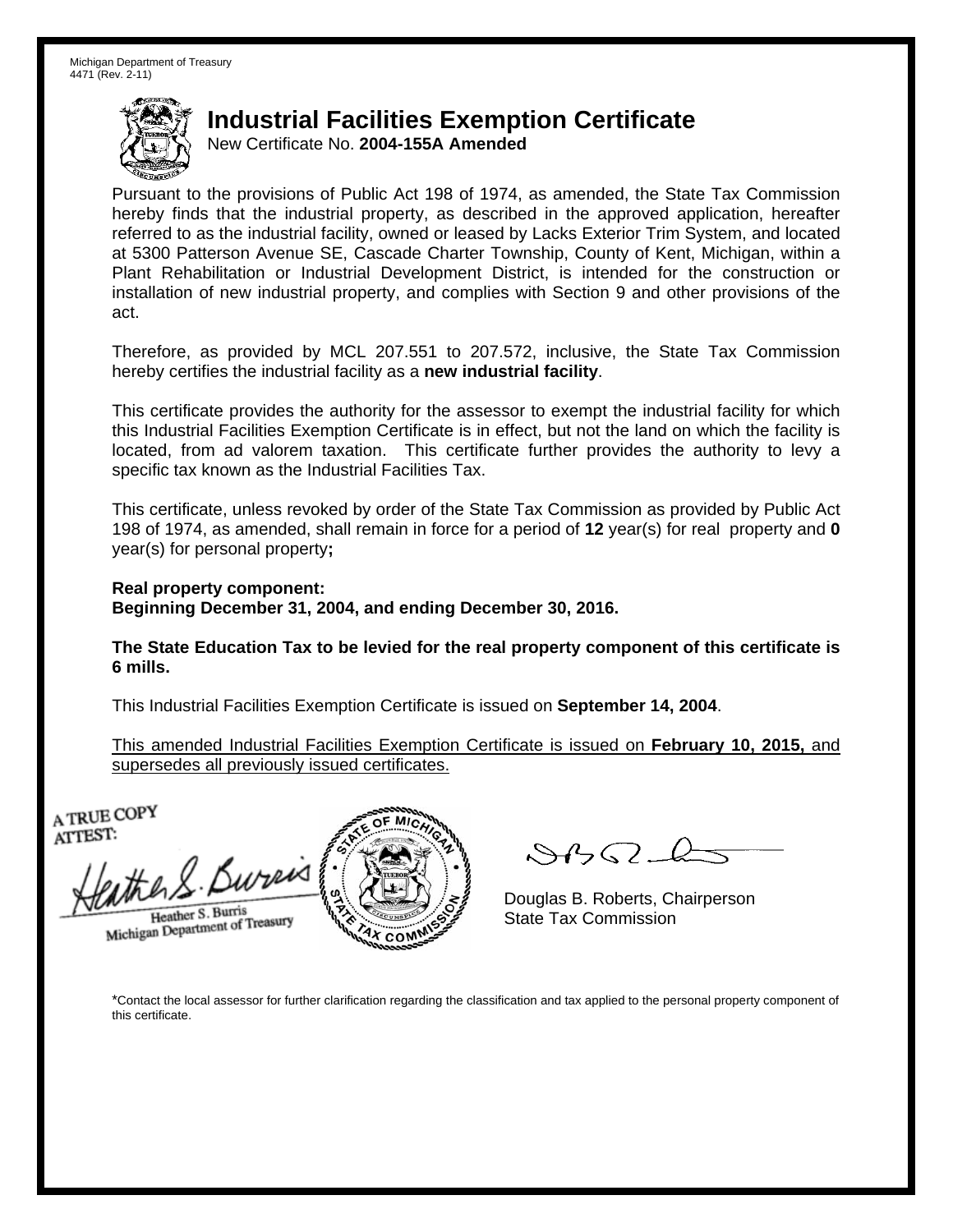Michigan Department of Treasury
4471 (Rev. 2-11)

# Industrial Facilities Exemption Certificate

New Certificate No. **2004-155A Amended**

Pursuant to the provisions of Public Act 198 of 1974, as amended, the State Tax Commission hereby finds that the industrial property, as described in the approved application, hereafter referred to as the industrial facility, owned or leased by Lacks Exterior Trim System, and located at 5300 Patterson Avenue SE, Cascade Charter Township, County of Kent, Michigan, within a Plant Rehabilitation or Industrial Development District, is intended for the construction or installation of new industrial property, and complies with Section 9 and other provisions of the act.

Therefore, as provided by MCL 207.551 to 207.572, inclusive, the State Tax Commission hereby certifies the industrial facility as a **new industrial facility**.

This certificate provides the authority for the assessor to exempt the industrial facility for which this Industrial Facilities Exemption Certificate is in effect, but not the land on which the facility is located, from ad valorem taxation. This certificate further provides the authority to levy a specific tax known as the Industrial Facilities Tax.

This certificate, unless revoked by order of the State Tax Commission as provided by Public Act 198 of 1974, as amended, shall remain in force for a period of **12** year(s) for real property and **0** year(s) for personal property**;**

**Real property component:**
**Beginning December 31, 2004, and ending December 30, 2016.**

**The State Education Tax to be levied for the real property component of this certificate is 6 mills.**

This Industrial Facilities Exemption Certificate is issued on **September 14, 2004**.

This amended Industrial Facilities Exemption Certificate is issued on **February 10, 2015,** and supersedes all previously issued certificates.

A TRUE COPY
ATTEST:

Heather S. Burris
Michigan Department of Treasury

Douglas B. Roberts, Chairperson
State Tax Commission

*Contact the local assessor for further clarification regarding the classification and tax applied to the personal property component of this certificate.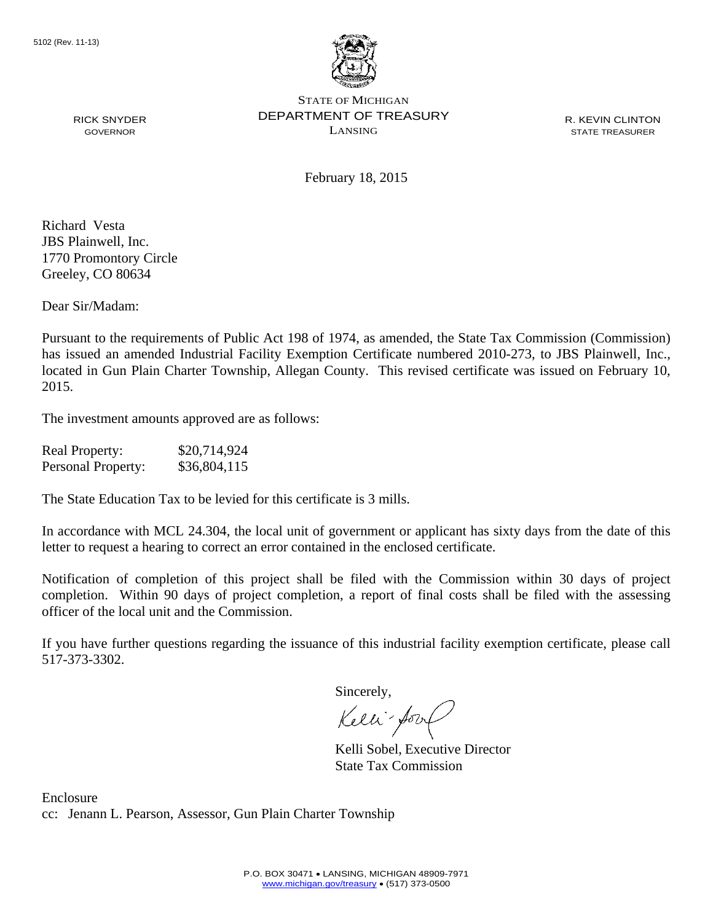5102 (Rev. 11-13)

STATE OF MICHIGAN
DEPARTMENT OF TREASURY
LANSING

RICK SNYDER
GOVERNOR

R. KEVIN CLINTON
STATE TREASURER

February 18, 2015

Richard Vesta
JBS Plainwell, Inc.
1770 Promontory Circle
Greeley, CO 80634

Dear Sir/Madam:

Pursuant to the requirements of Public Act 198 of 1974, as amended, the State Tax Commission (Commission) has issued an amended Industrial Facility Exemption Certificate numbered 2010-273, to JBS Plainwell, Inc., located in Gun Plain Charter Township, Allegan County. This revised certificate was issued on February 10, 2015.

The investment amounts approved are as follows:

| | |
|---|---|
| Real Property: | $20,714,924 |
| Personal Property: | $36,804,115 |

The State Education Tax to be levied for this certificate is 3 mills.

In accordance with MCL 24.304, the local unit of government or applicant has sixty days from the date of this letter to request a hearing to correct an error contained in the enclosed certificate.

Notification of completion of this project shall be filed with the Commission within 30 days of project completion. Within 90 days of project completion, a report of final costs shall be filed with the assessing officer of the local unit and the Commission.

If you have further questions regarding the issuance of this industrial facility exemption certificate, please call 517-373-3302.

Sincerely,

Kelli Sobel, Executive Director
State Tax Commission

Enclosure
cc: Jenann L. Pearson, Assessor, Gun Plain Charter Township

P.O. BOX 30471 • LANSING, MICHIGAN 48909-7971
www.michigan.gov/treasury • (517) 373-0500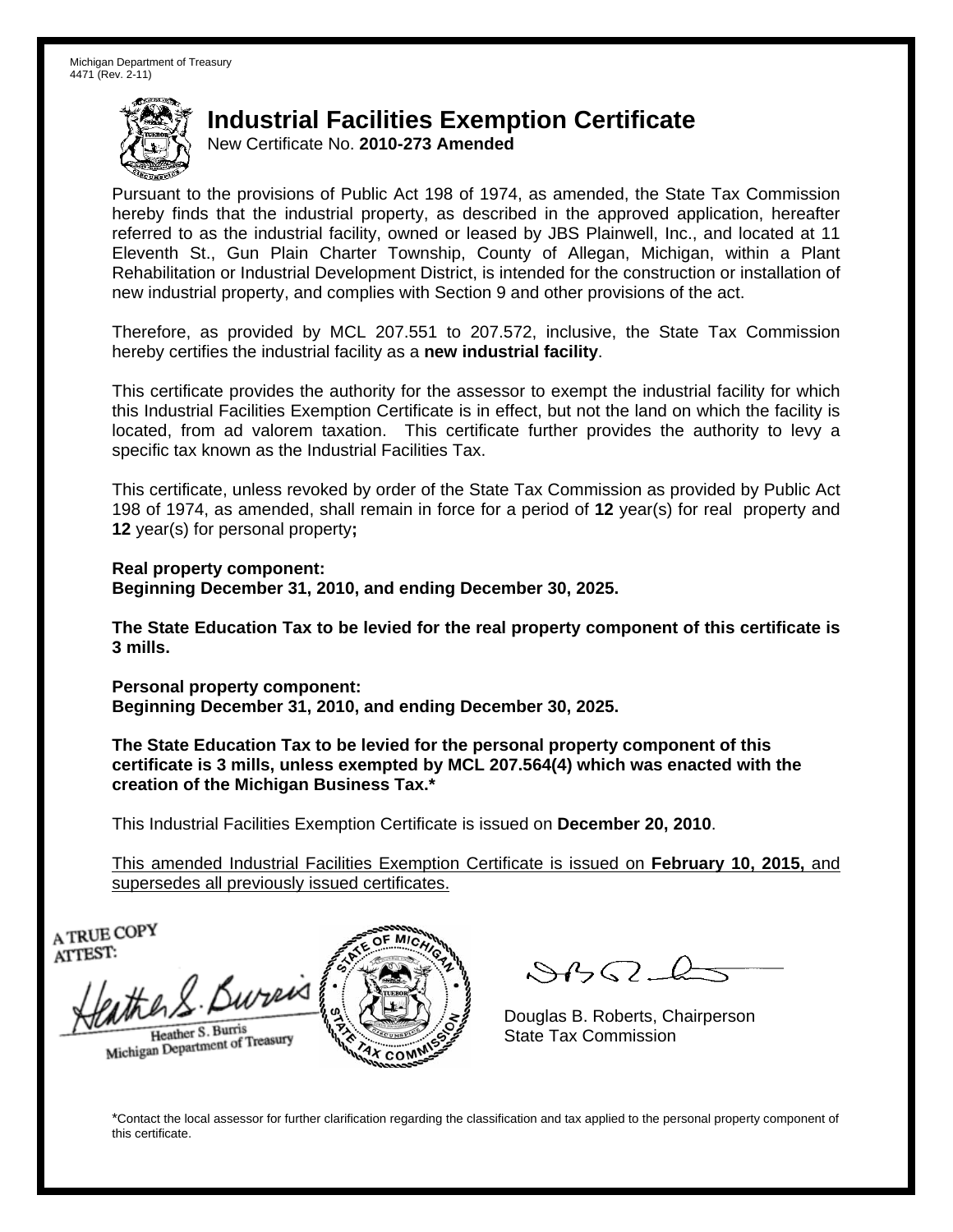Michigan Department of Treasury
4471 (Rev. 2-11)

# Industrial Facilities Exemption Certificate

New Certificate No. **2010-273 Amended**

Pursuant to the provisions of Public Act 198 of 1974, as amended, the State Tax Commission hereby finds that the industrial property, as described in the approved application, hereafter referred to as the industrial facility, owned or leased by JBS Plainwell, Inc., and located at 11 Eleventh St., Gun Plain Charter Township, County of Allegan, Michigan, within a Plant Rehabilitation or Industrial Development District, is intended for the construction or installation of new industrial property, and complies with Section 9 and other provisions of the act.

Therefore, as provided by MCL 207.551 to 207.572, inclusive, the State Tax Commission hereby certifies the industrial facility as a **new industrial facility**.

This certificate provides the authority for the assessor to exempt the industrial facility for which this Industrial Facilities Exemption Certificate is in effect, but not the land on which the facility is located, from ad valorem taxation. This certificate further provides the authority to levy a specific tax known as the Industrial Facilities Tax.

This certificate, unless revoked by order of the State Tax Commission as provided by Public Act 198 of 1974, as amended, shall remain in force for a period of **12** year(s) for real property and **12** year(s) for personal property**;**

**Real property component:**
**Beginning December 31, 2010, and ending December 30, 2025.**

**The State Education Tax to be levied for the real property component of this certificate is 3 mills.**

**Personal property component:**
**Beginning December 31, 2010, and ending December 30, 2025.**

**The State Education Tax to be levied for the personal property component of this certificate is 3 mills, unless exempted by MCL 207.564(4) which was enacted with the creation of the Michigan Business Tax.***

This Industrial Facilities Exemption Certificate is issued on **December 20, 2010**.

<u>This amended Industrial Facilities Exemption Certificate is issued on **February 10, 2015,** and supersedes all previously issued certificates.</u>

A TRUE COPY
ATTEST:

Heather S. Burris
Michigan Department of Treasury

Douglas B. Roberts, Chairperson
State Tax Commission

*Contact the local assessor for further clarification regarding the classification and tax applied to the personal property component of this certificate.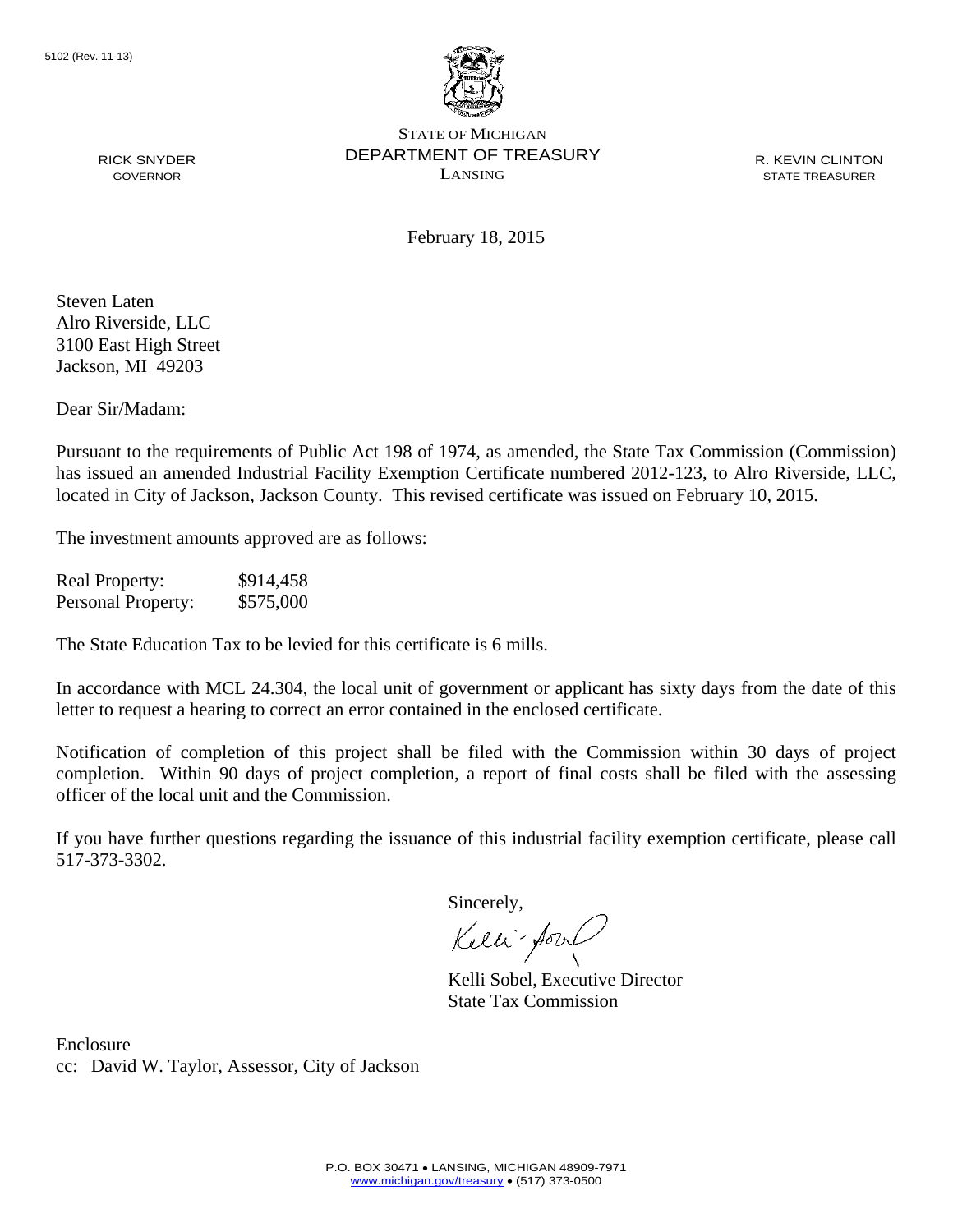5102 (Rev. 11-13)

STATE OF MICHIGAN
DEPARTMENT OF TREASURY
LANSING

RICK SNYDER
GOVERNOR

R. KEVIN CLINTON
STATE TREASURER

February 18, 2015

Steven Laten
Alro Riverside, LLC
3100 East High Street
Jackson, MI 49203

Dear Sir/Madam:

Pursuant to the requirements of Public Act 198 of 1974, as amended, the State Tax Commission (Commission) has issued an amended Industrial Facility Exemption Certificate numbered 2012-123, to Alro Riverside, LLC, located in City of Jackson, Jackson County. This revised certificate was issued on February 10, 2015.

The investment amounts approved are as follows:

| | |
|---|---|
| Real Property: | $914,458 |
| Personal Property: | $575,000 |

The State Education Tax to be levied for this certificate is 6 mills.

In accordance with MCL 24.304, the local unit of government or applicant has sixty days from the date of this letter to request a hearing to correct an error contained in the enclosed certificate.

Notification of completion of this project shall be filed with the Commission within 30 days of project completion. Within 90 days of project completion, a report of final costs shall be filed with the assessing officer of the local unit and the Commission.

If you have further questions regarding the issuance of this industrial facility exemption certificate, please call 517-373-3302.

Sincerely,

Kelli Sobel, Executive Director
State Tax Commission

Enclosure
cc: David W. Taylor, Assessor, City of Jackson

P.O. BOX 30471 • LANSING, MICHIGAN 48909-7971
www.michigan.gov/treasury • (517) 373-0500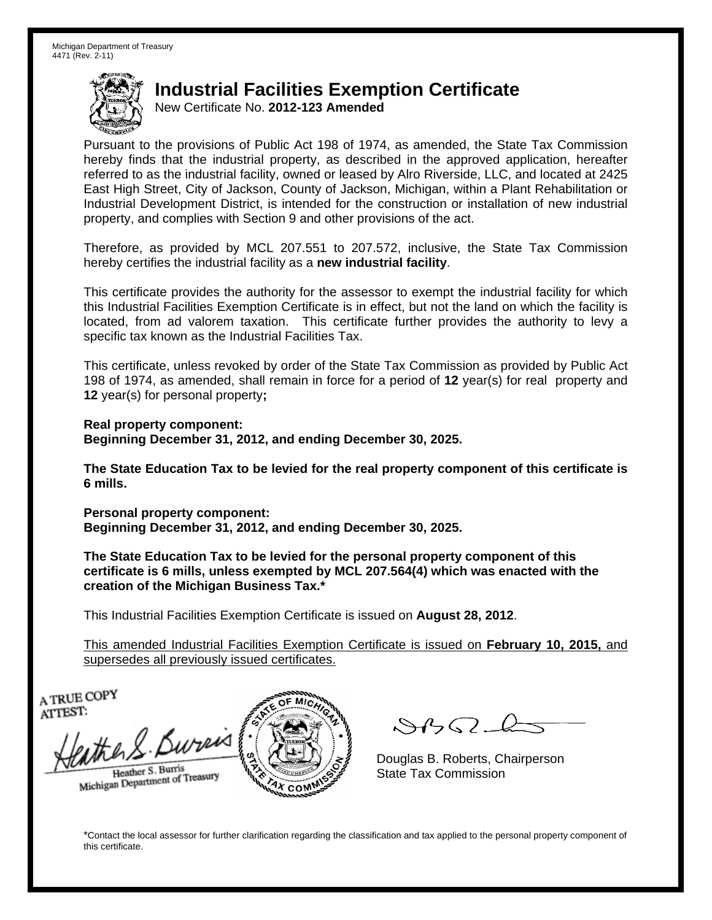Michigan Department of Treasury
4471 (Rev. 2-11)

# Industrial Facilities Exemption Certificate

New Certificate No. **2012-123 Amended**

Pursuant to the provisions of Public Act 198 of 1974, as amended, the State Tax Commission hereby finds that the industrial property, as described in the approved application, hereafter referred to as the industrial facility, owned or leased by Alro Riverside, LLC, and located at 2425 East High Street, City of Jackson, County of Jackson, Michigan, within a Plant Rehabilitation or Industrial Development District, is intended for the construction or installation of new industrial property, and complies with Section 9 and other provisions of the act.

Therefore, as provided by MCL 207.551 to 207.572, inclusive, the State Tax Commission hereby certifies the industrial facility as a **new industrial facility**.

This certificate provides the authority for the assessor to exempt the industrial facility for which this Industrial Facilities Exemption Certificate is in effect, but not the land on which the facility is located, from ad valorem taxation. This certificate further provides the authority to levy a specific tax known as the Industrial Facilities Tax.

This certificate, unless revoked by order of the State Tax Commission as provided by Public Act 198 of 1974, as amended, shall remain in force for a period of **12** year(s) for real property and **12** year(s) for personal property**;**

**Real property component:**
**Beginning December 31, 2012, and ending December 30, 2025.**

**The State Education Tax to be levied for the real property component of this certificate is 6 mills.**

**Personal property component:**
**Beginning December 31, 2012, and ending December 30, 2025.**

**The State Education Tax to be levied for the personal property component of this certificate is 6 mills, unless exempted by MCL 207.564(4) which was enacted with the creation of the Michigan Business Tax.***

This Industrial Facilities Exemption Certificate is issued on **August 28, 2012**.

<u>This amended Industrial Facilities Exemption Certificate is issued on **February 10, 2015,** and supersedes all previously issued certificates.</u>

A TRUE COPY
ATTEST:

Heather S. Burris
Michigan Department of Treasury

Douglas B. Roberts, Chairperson
State Tax Commission

*Contact the local assessor for further clarification regarding the classification and tax applied to the personal property component of this certificate.